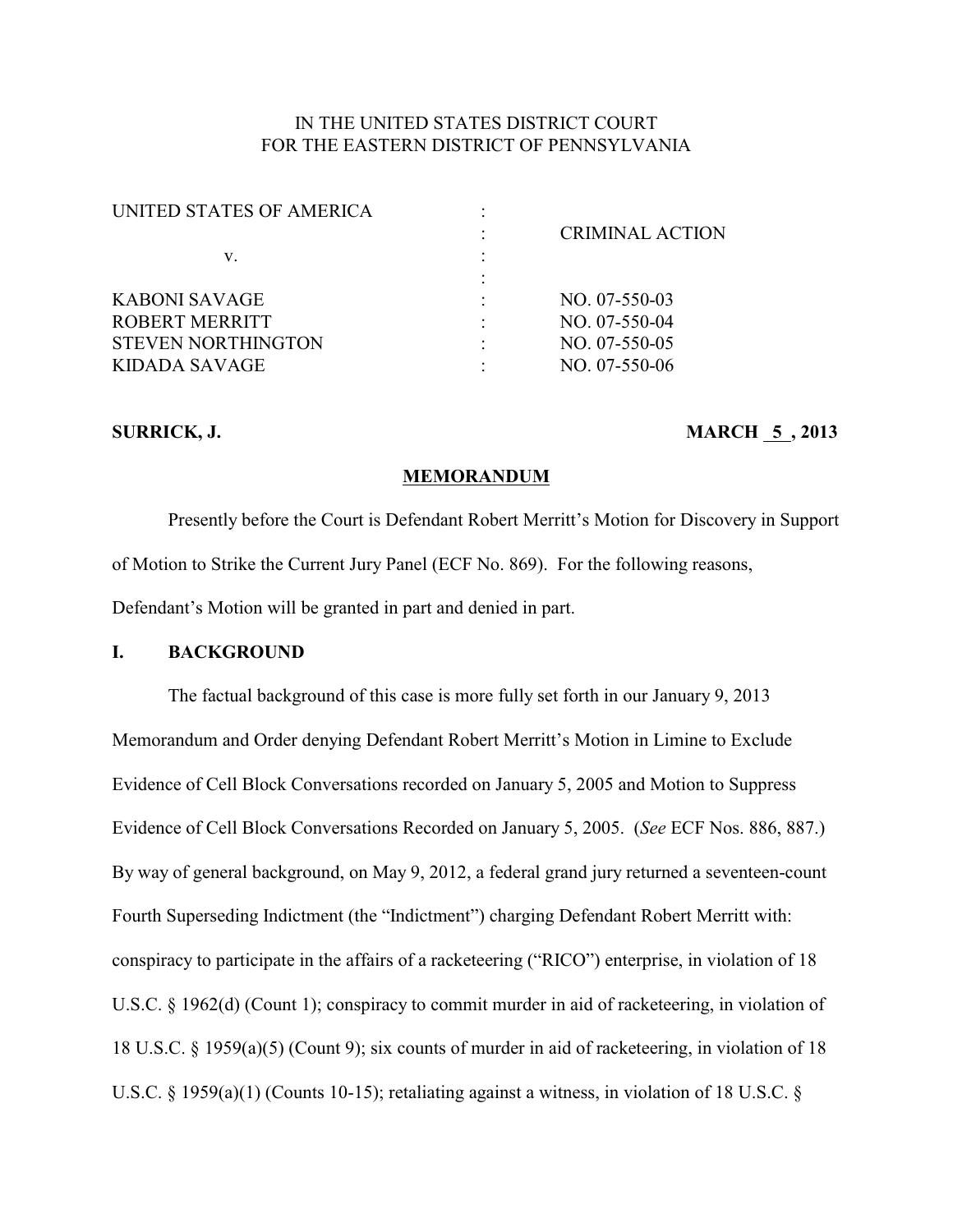IN THE UNITED STATES DISTRICT COURT
FOR THE EASTERN DISTRICT OF PENNSYLVANIA

| | | |
|---|---|---|
| UNITED STATES OF AMERICA | : | |
| | : | CRIMINAL ACTION |
| v. | : | |
| | : | |
| KABONI SAVAGE | : | NO. 07-550-03 |
| ROBERT MERRITT | : | NO. 07-550-04 |
| STEVEN NORTHINGTON | : | NO. 07-550-05 |
| KIDADA SAVAGE | : | NO. 07-550-06 |

**SURRICK, J.** **MARCH 5 , 2013**

**MEMORANDUM**

Presently before the Court is Defendant Robert Merritt's Motion for Discovery in Support of Motion to Strike the Current Jury Panel (ECF No. 869). For the following reasons, Defendant's Motion will be granted in part and denied in part.

## I. BACKGROUND

The factual background of this case is more fully set forth in our January 9, 2013 Memorandum and Order denying Defendant Robert Merritt's Motion in Limine to Exclude Evidence of Cell Block Conversations recorded on January 5, 2005 and Motion to Suppress Evidence of Cell Block Conversations Recorded on January 5, 2005. (*See* ECF Nos. 886, 887.) By way of general background, on May 9, 2012, a federal grand jury returned a seventeen-count Fourth Superseding Indictment (the "Indictment") charging Defendant Robert Merritt with: conspiracy to participate in the affairs of a racketeering ("RICO") enterprise, in violation of 18 U.S.C. § 1962(d) (Count 1); conspiracy to commit murder in aid of racketeering, in violation of 18 U.S.C. § 1959(a)(5) (Count 9); six counts of murder in aid of racketeering, in violation of 18 U.S.C. § 1959(a)(1) (Counts 10-15); retaliating against a witness, in violation of 18 U.S.C. §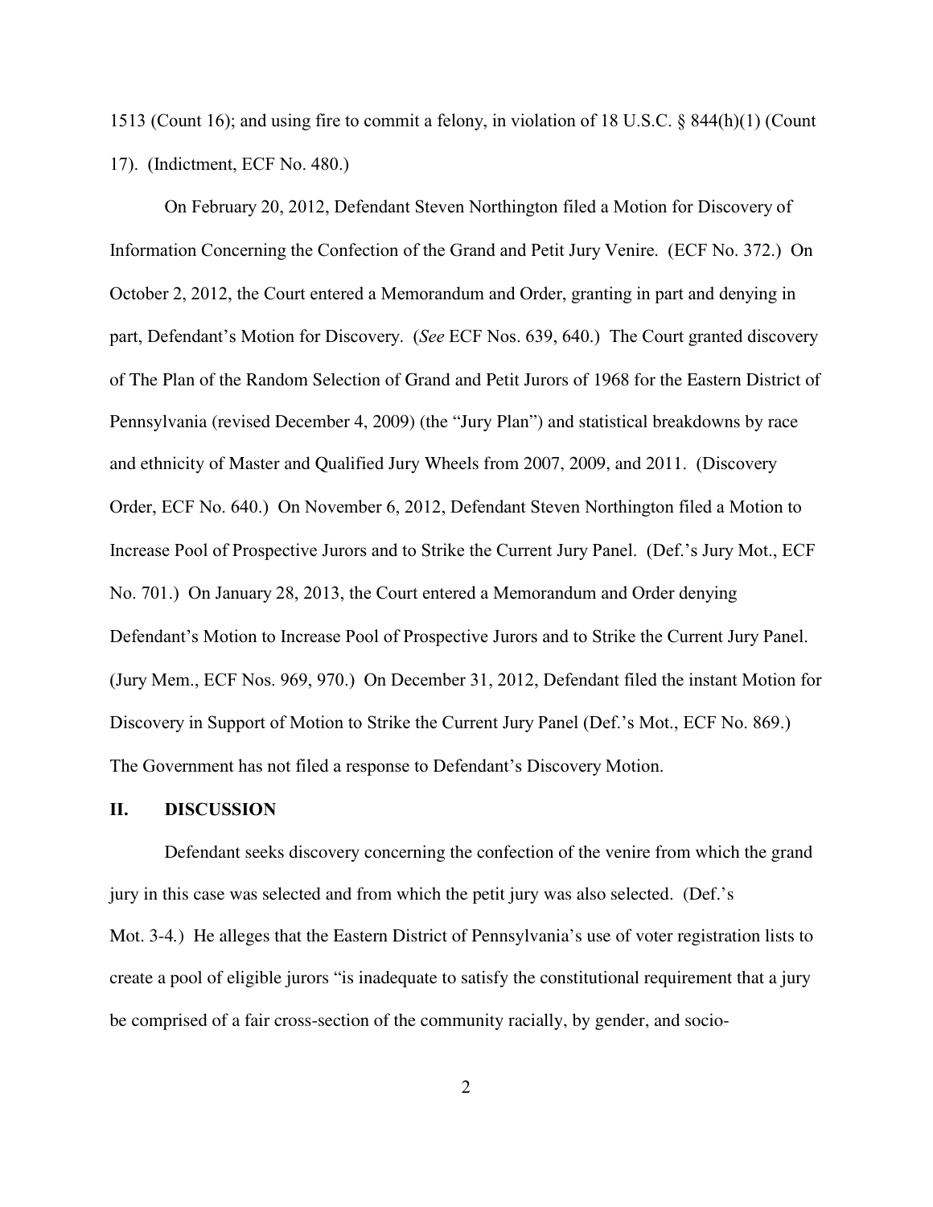1513 (Count 16); and using fire to commit a felony, in violation of 18 U.S.C. § 844(h)(1) (Count 17). (Indictment, ECF No. 480.)

On February 20, 2012, Defendant Steven Northington filed a Motion for Discovery of Information Concerning the Confection of the Grand and Petit Jury Venire. (ECF No. 372.) On October 2, 2012, the Court entered a Memorandum and Order, granting in part and denying in part, Defendant's Motion for Discovery. (*See* ECF Nos. 639, 640.) The Court granted discovery of The Plan of the Random Selection of Grand and Petit Jurors of 1968 for the Eastern District of Pennsylvania (revised December 4, 2009) (the "Jury Plan") and statistical breakdowns by race and ethnicity of Master and Qualified Jury Wheels from 2007, 2009, and 2011. (Discovery Order, ECF No. 640.) On November 6, 2012, Defendant Steven Northington filed a Motion to Increase Pool of Prospective Jurors and to Strike the Current Jury Panel. (Def.'s Jury Mot., ECF No. 701.) On January 28, 2013, the Court entered a Memorandum and Order denying Defendant's Motion to Increase Pool of Prospective Jurors and to Strike the Current Jury Panel. (Jury Mem., ECF Nos. 969, 970.) On December 31, 2012, Defendant filed the instant Motion for Discovery in Support of Motion to Strike the Current Jury Panel (Def.'s Mot., ECF No. 869.) The Government has not filed a response to Defendant's Discovery Motion.

## II. DISCUSSION

Defendant seeks discovery concerning the confection of the venire from which the grand jury in this case was selected and from which the petit jury was also selected. (Def.'s Mot. 3-4.) He alleges that the Eastern District of Pennsylvania's use of voter registration lists to create a pool of eligible jurors "is inadequate to satisfy the constitutional requirement that a jury be comprised of a fair cross-section of the community racially, by gender, and socio-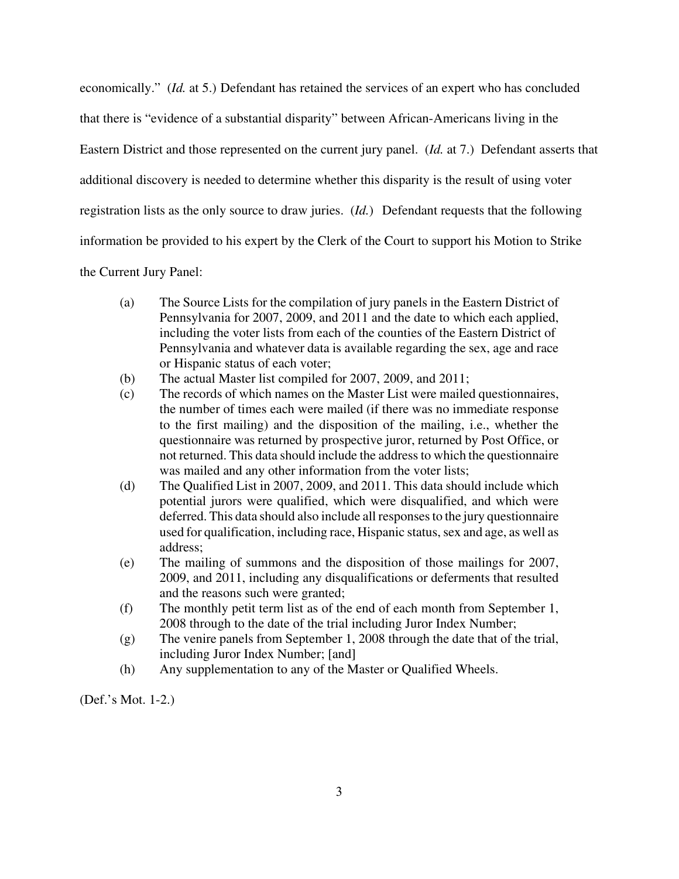economically." (*Id.* at 5.) Defendant has retained the services of an expert who has concluded that there is "evidence of a substantial disparity" between African-Americans living in the Eastern District and those represented on the current jury panel. (*Id.* at 7.) Defendant asserts that additional discovery is needed to determine whether this disparity is the result of using voter registration lists as the only source to draw juries. (*Id.*) Defendant requests that the following information be provided to his expert by the Clerk of the Court to support his Motion to Strike the Current Jury Panel:

> (a) The Source Lists for the compilation of jury panels in the Eastern District of Pennsylvania for 2007, 2009, and 2011 and the date to which each applied, including the voter lists from each of the counties of the Eastern District of Pennsylvania and whatever data is available regarding the sex, age and race or Hispanic status of each voter;
>
> (b) The actual Master list compiled for 2007, 2009, and 2011;
>
> (c) The records of which names on the Master List were mailed questionnaires, the number of times each were mailed (if there was no immediate response to the first mailing) and the disposition of the mailing, i.e., whether the questionnaire was returned by prospective juror, returned by Post Office, or not returned. This data should include the address to which the questionnaire was mailed and any other information from the voter lists;
>
> (d) The Qualified List in 2007, 2009, and 2011. This data should include which potential jurors were qualified, which were disqualified, and which were deferred. This data should also include all responses to the jury questionnaire used for qualification, including race, Hispanic status, sex and age, as well as address;
>
> (e) The mailing of summons and the disposition of those mailings for 2007, 2009, and 2011, including any disqualifications or deferments that resulted and the reasons such were granted;
>
> (f) The monthly petit term list as of the end of each month from September 1, 2008 through to the date of the trial including Juror Index Number;
>
> (g) The venire panels from September 1, 2008 through the date that of the trial, including Juror Index Number; [and]
>
> (h) Any supplementation to any of the Master or Qualified Wheels.

(Def.'s Mot. 1-2.)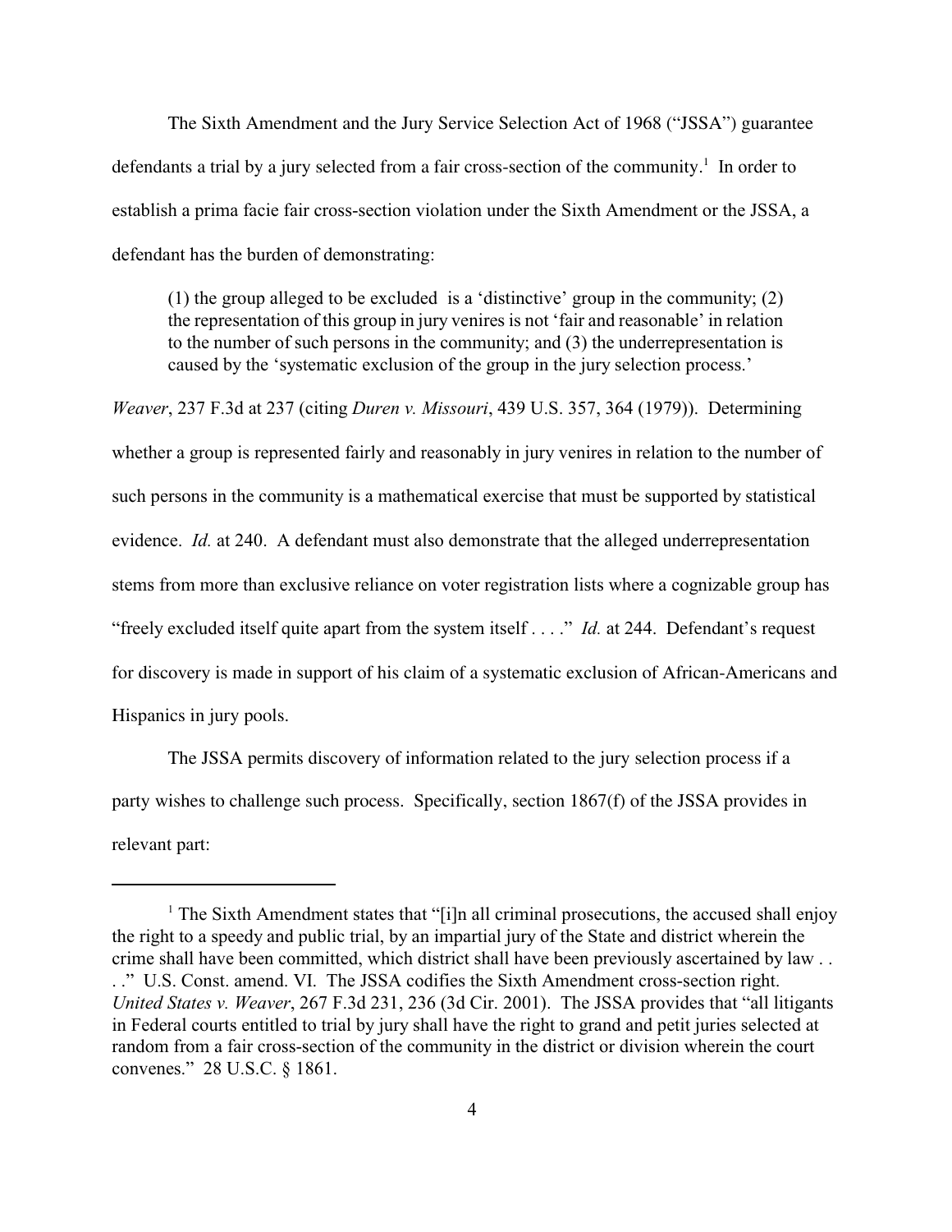The Sixth Amendment and the Jury Service Selection Act of 1968 ("JSSA") guarantee defendants a trial by a jury selected from a fair cross-section of the community.[1] In order to establish a prima facie fair cross-section violation under the Sixth Amendment or the JSSA, a defendant has the burden of demonstrating:

> (1) the group alleged to be excluded is a 'distinctive' group in the community; (2) the representation of this group in jury venires is not 'fair and reasonable' in relation to the number of such persons in the community; and (3) the underrepresentation is caused by the 'systematic exclusion of the group in the jury selection process.'

*Weaver*, 237 F.3d at 237 (citing *Duren v. Missouri*, 439 U.S. 357, 364 (1979)). Determining whether a group is represented fairly and reasonably in jury venires in relation to the number of such persons in the community is a mathematical exercise that must be supported by statistical evidence. *Id.* at 240. A defendant must also demonstrate that the alleged underrepresentation stems from more than exclusive reliance on voter registration lists where a cognizable group has "freely excluded itself quite apart from the system itself . . . ." *Id.* at 244. Defendant's request for discovery is made in support of his claim of a systematic exclusion of African-Americans and Hispanics in jury pools.

The JSSA permits discovery of information related to the jury selection process if a party wishes to challenge such process. Specifically, section 1867(f) of the JSSA provides in relevant part:

---

[1] The Sixth Amendment states that "[i]n all criminal prosecutions, the accused shall enjoy the right to a speedy and public trial, by an impartial jury of the State and district wherein the crime shall have been committed, which district shall have been previously ascertained by law . . . ." U.S. Const. amend. VI. The JSSA codifies the Sixth Amendment cross-section right. *United States v. Weaver*, 267 F.3d 231, 236 (3d Cir. 2001). The JSSA provides that "all litigants in Federal courts entitled to trial by jury shall have the right to grand and petit juries selected at random from a fair cross-section of the community in the district or division wherein the court convenes." 28 U.S.C. § 1861.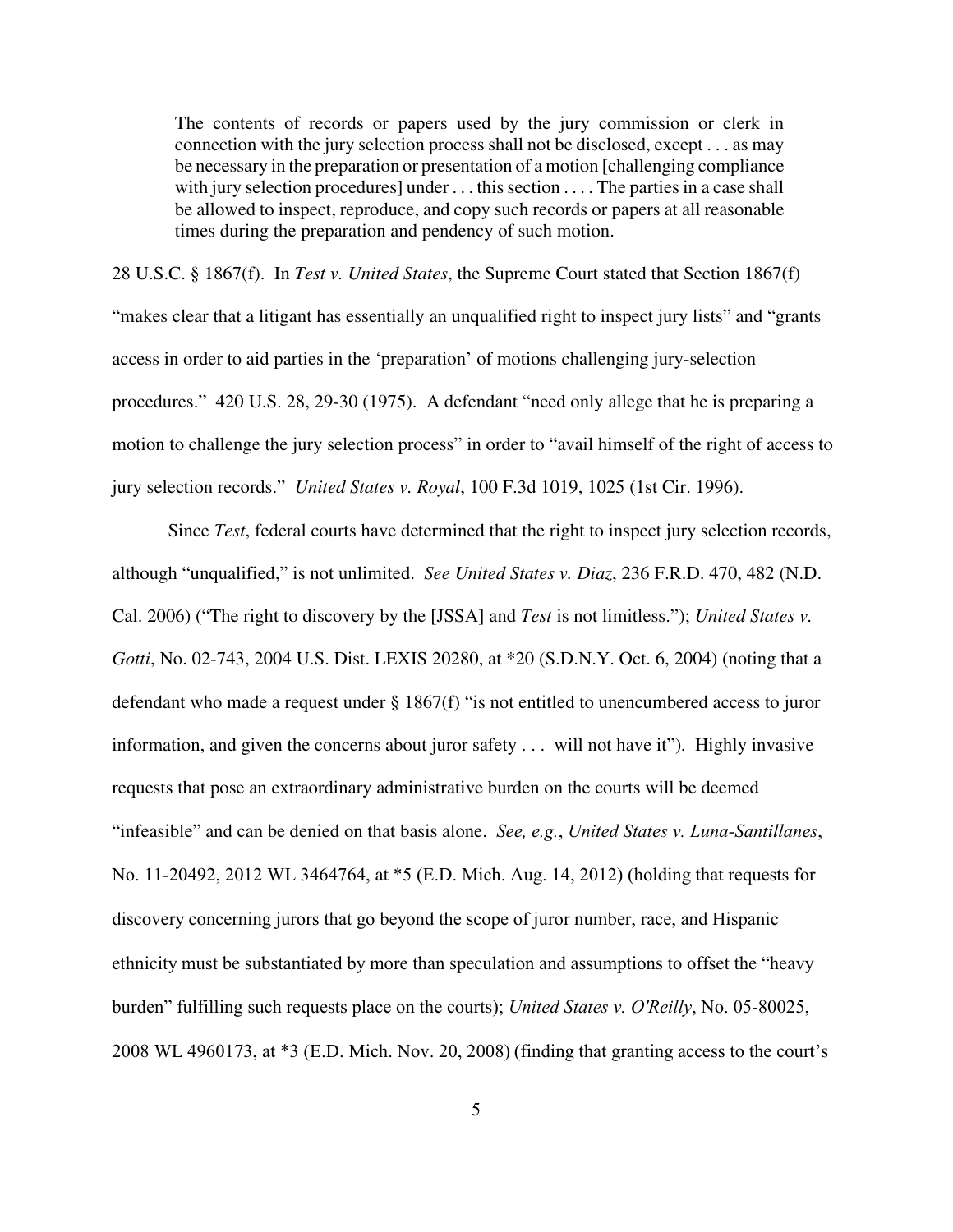> The contents of records or papers used by the jury commission or clerk in connection with the jury selection process shall not be disclosed, except . . . as may be necessary in the preparation or presentation of a motion [challenging compliance with jury selection procedures] under . . . this section . . . . The parties in a case shall be allowed to inspect, reproduce, and copy such records or papers at all reasonable times during the preparation and pendency of such motion.

28 U.S.C. § 1867(f). In *Test v. United States*, the Supreme Court stated that Section 1867(f) "makes clear that a litigant has essentially an unqualified right to inspect jury lists" and "grants access in order to aid parties in the 'preparation' of motions challenging jury-selection procedures." 420 U.S. 28, 29-30 (1975). A defendant "need only allege that he is preparing a motion to challenge the jury selection process" in order to "avail himself of the right of access to jury selection records." *United States v. Royal*, 100 F.3d 1019, 1025 (1st Cir. 1996).

Since *Test*, federal courts have determined that the right to inspect jury selection records, although "unqualified," is not unlimited. *See United States v. Diaz*, 236 F.R.D. 470, 482 (N.D. Cal. 2006) ("The right to discovery by the [JSSA] and *Test* is not limitless."); *United States v. Gotti*, No. 02-743, 2004 U.S. Dist. LEXIS 20280, at *20 (S.D.N.Y. Oct. 6, 2004) (noting that a defendant who made a request under § 1867(f) "is not entitled to unencumbered access to juror information, and given the concerns about juror safety . . . will not have it"). Highly invasive requests that pose an extraordinary administrative burden on the courts will be deemed "infeasible" and can be denied on that basis alone. *See, e.g.*, *United States v. Luna-Santillanes*, No. 11-20492, 2012 WL 3464764, at *5 (E.D. Mich. Aug. 14, 2012) (holding that requests for discovery concerning jurors that go beyond the scope of juror number, race, and Hispanic ethnicity must be substantiated by more than speculation and assumptions to offset the "heavy burden" fulfilling such requests place on the courts); *United States v. O'Reilly*, No. 05-80025, 2008 WL 4960173, at *3 (E.D. Mich. Nov. 20, 2008) (finding that granting access to the court's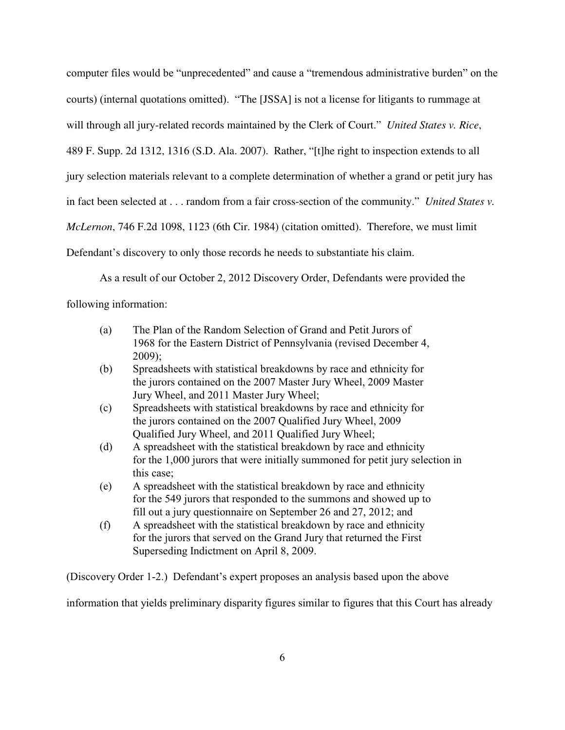computer files would be "unprecedented" and cause a "tremendous administrative burden" on the courts) (internal quotations omitted). "The [JSSA] is not a license for litigants to rummage at will through all jury-related records maintained by the Clerk of Court." *United States v. Rice*, 489 F. Supp. 2d 1312, 1316 (S.D. Ala. 2007). Rather, "[t]he right to inspection extends to all jury selection materials relevant to a complete determination of whether a grand or petit jury has in fact been selected at . . . random from a fair cross-section of the community." *United States v. McLernon*, 746 F.2d 1098, 1123 (6th Cir. 1984) (citation omitted). Therefore, we must limit Defendant's discovery to only those records he needs to substantiate his claim.

As a result of our October 2, 2012 Discovery Order, Defendants were provided the following information:

(a) The Plan of the Random Selection of Grand and Petit Jurors of 1968 for the Eastern District of Pennsylvania (revised December 4, 2009);

(b) Spreadsheets with statistical breakdowns by race and ethnicity for the jurors contained on the 2007 Master Jury Wheel, 2009 Master Jury Wheel, and 2011 Master Jury Wheel;

(c) Spreadsheets with statistical breakdowns by race and ethnicity for the jurors contained on the 2007 Qualified Jury Wheel, 2009 Qualified Jury Wheel, and 2011 Qualified Jury Wheel;

(d) A spreadsheet with the statistical breakdown by race and ethnicity for the 1,000 jurors that were initially summoned for petit jury selection in this case;

(e) A spreadsheet with the statistical breakdown by race and ethnicity for the 549 jurors that responded to the summons and showed up to fill out a jury questionnaire on September 26 and 27, 2012; and

(f) A spreadsheet with the statistical breakdown by race and ethnicity for the jurors that served on the Grand Jury that returned the First Superseding Indictment on April 8, 2009.

(Discovery Order 1-2.) Defendant's expert proposes an analysis based upon the above information that yields preliminary disparity figures similar to figures that this Court has already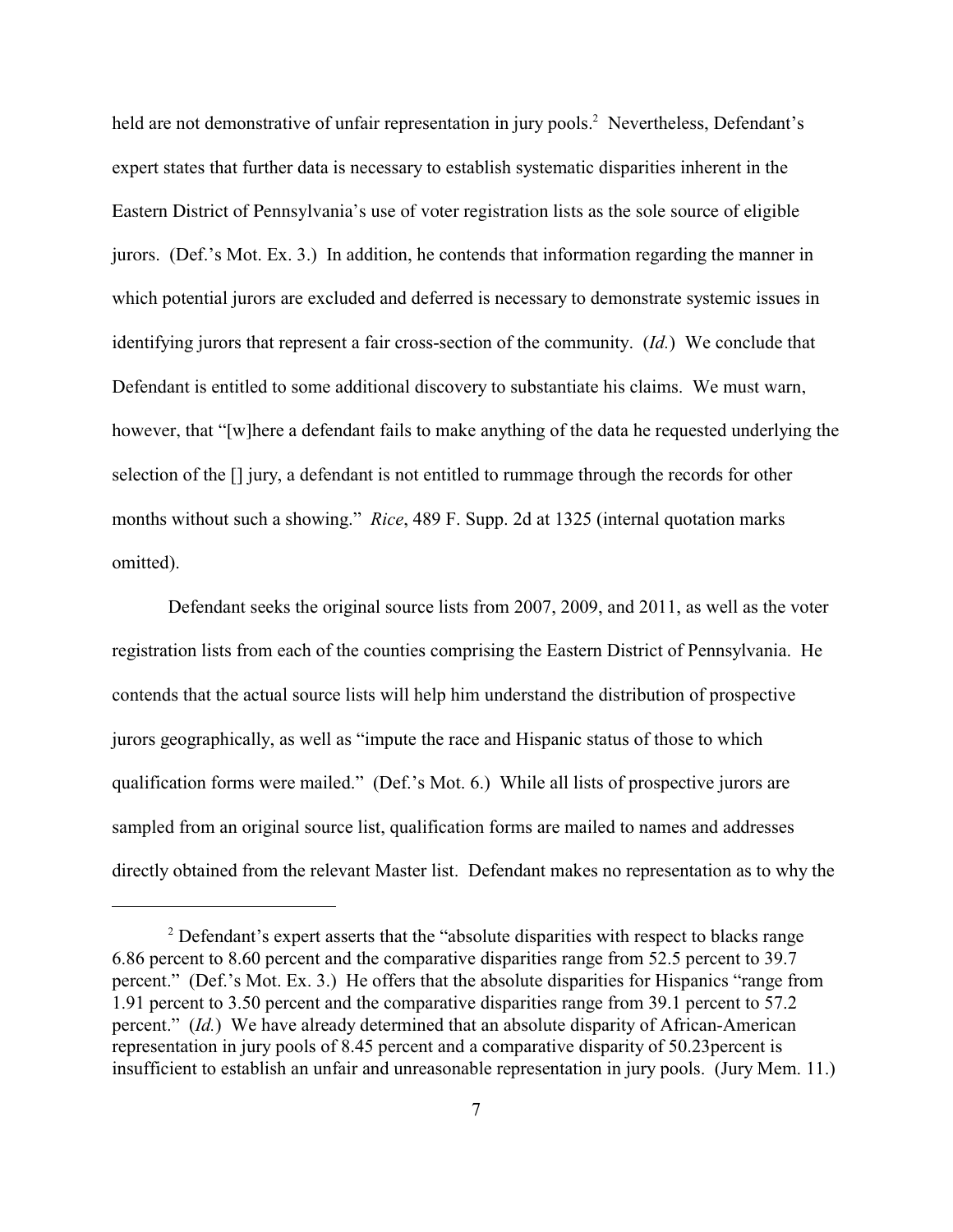held are not demonstrative of unfair representation in jury pools.[2] Nevertheless, Defendant's expert states that further data is necessary to establish systematic disparities inherent in the Eastern District of Pennsylvania's use of voter registration lists as the sole source of eligible jurors. (Def.'s Mot. Ex. 3.) In addition, he contends that information regarding the manner in which potential jurors are excluded and deferred is necessary to demonstrate systemic issues in identifying jurors that represent a fair cross-section of the community. (*Id.*) We conclude that Defendant is entitled to some additional discovery to substantiate his claims. We must warn, however, that "[w]here a defendant fails to make anything of the data he requested underlying the selection of the [] jury, a defendant is not entitled to rummage through the records for other months without such a showing." *Rice*, 489 F. Supp. 2d at 1325 (internal quotation marks omitted).

Defendant seeks the original source lists from 2007, 2009, and 2011, as well as the voter registration lists from each of the counties comprising the Eastern District of Pennsylvania. He contends that the actual source lists will help him understand the distribution of prospective jurors geographically, as well as "impute the race and Hispanic status of those to which qualification forms were mailed." (Def.'s Mot. 6.) While all lists of prospective jurors are sampled from an original source list, qualification forms are mailed to names and addresses directly obtained from the relevant Master list. Defendant makes no representation as to why the

---

[2] Defendant's expert asserts that the "absolute disparities with respect to blacks range 6.86 percent to 8.60 percent and the comparative disparities range from 52.5 percent to 39.7 percent." (Def.'s Mot. Ex. 3.) He offers that the absolute disparities for Hispanics "range from 1.91 percent to 3.50 percent and the comparative disparities range from 39.1 percent to 57.2 percent." (*Id.*) We have already determined that an absolute disparity of African-American representation in jury pools of 8.45 percent and a comparative disparity of 50.23percent is insufficient to establish an unfair and unreasonable representation in jury pools. (Jury Mem. 11.)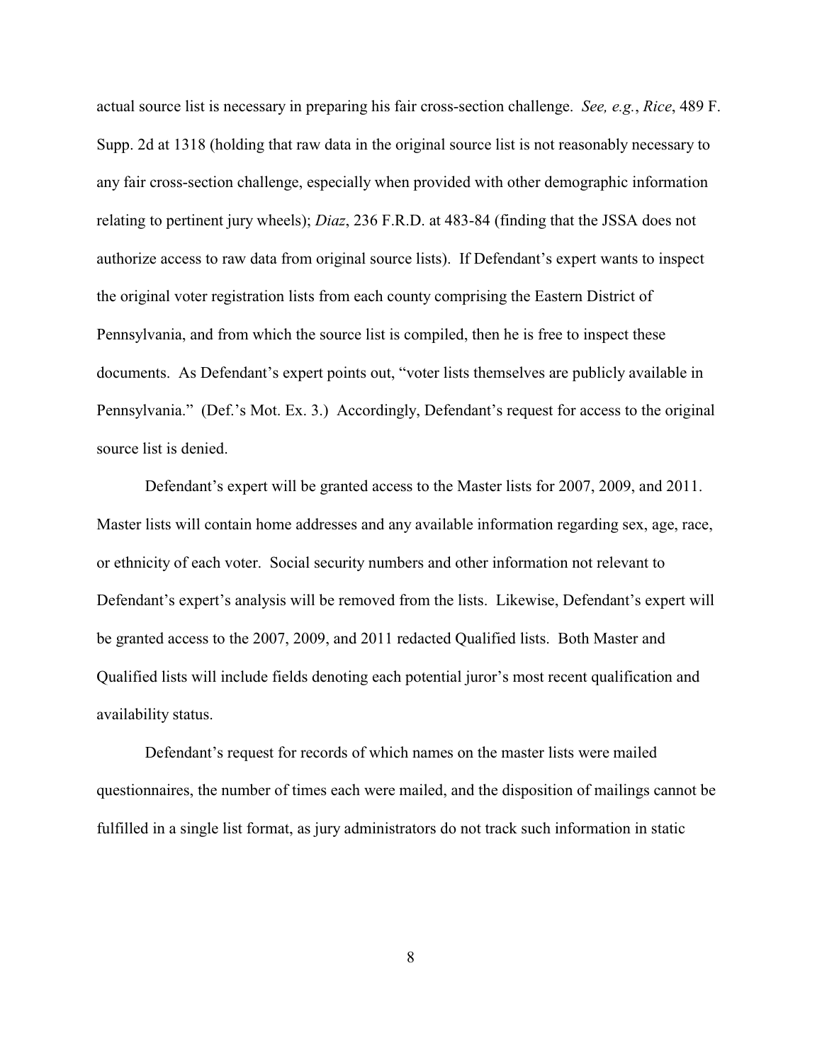actual source list is necessary in preparing his fair cross-section challenge. *See, e.g.*, *Rice*, 489 F. Supp. 2d at 1318 (holding that raw data in the original source list is not reasonably necessary to any fair cross-section challenge, especially when provided with other demographic information relating to pertinent jury wheels); *Diaz*, 236 F.R.D. at 483-84 (finding that the JSSA does not authorize access to raw data from original source lists). If Defendant's expert wants to inspect the original voter registration lists from each county comprising the Eastern District of Pennsylvania, and from which the source list is compiled, then he is free to inspect these documents. As Defendant's expert points out, "voter lists themselves are publicly available in Pennsylvania." (Def.'s Mot. Ex. 3.) Accordingly, Defendant's request for access to the original source list is denied.

Defendant's expert will be granted access to the Master lists for 2007, 2009, and 2011. Master lists will contain home addresses and any available information regarding sex, age, race, or ethnicity of each voter. Social security numbers and other information not relevant to Defendant's expert's analysis will be removed from the lists. Likewise, Defendant's expert will be granted access to the 2007, 2009, and 2011 redacted Qualified lists. Both Master and Qualified lists will include fields denoting each potential juror's most recent qualification and availability status.

Defendant's request for records of which names on the master lists were mailed questionnaires, the number of times each were mailed, and the disposition of mailings cannot be fulfilled in a single list format, as jury administrators do not track such information in static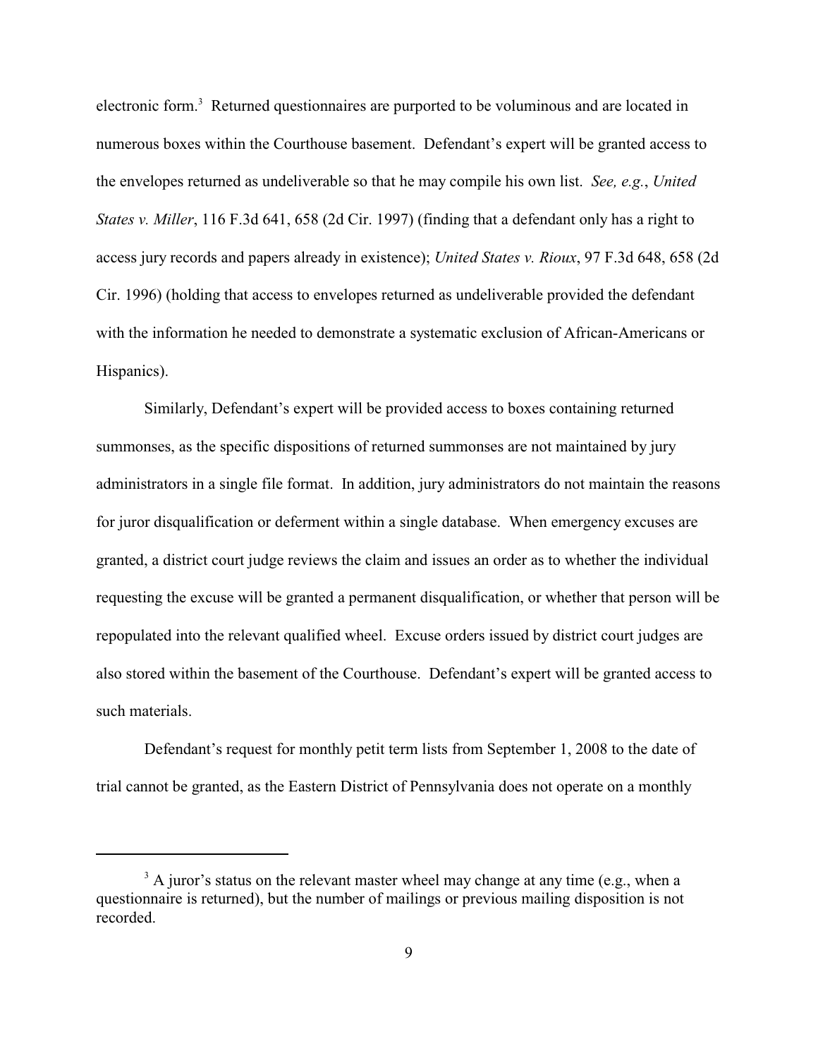electronic form.[3] Returned questionnaires are purported to be voluminous and are located in numerous boxes within the Courthouse basement. Defendant's expert will be granted access to the envelopes returned as undeliverable so that he may compile his own list. *See, e.g.*, *United States v. Miller*, 116 F.3d 641, 658 (2d Cir. 1997) (finding that a defendant only has a right to access jury records and papers already in existence); *United States v. Rioux*, 97 F.3d 648, 658 (2d Cir. 1996) (holding that access to envelopes returned as undeliverable provided the defendant with the information he needed to demonstrate a systematic exclusion of African-Americans or Hispanics).

Similarly, Defendant's expert will be provided access to boxes containing returned summonses, as the specific dispositions of returned summonses are not maintained by jury administrators in a single file format. In addition, jury administrators do not maintain the reasons for juror disqualification or deferment within a single database. When emergency excuses are granted, a district court judge reviews the claim and issues an order as to whether the individual requesting the excuse will be granted a permanent disqualification, or whether that person will be repopulated into the relevant qualified wheel. Excuse orders issued by district court judges are also stored within the basement of the Courthouse. Defendant's expert will be granted access to such materials.

Defendant's request for monthly petit term lists from September 1, 2008 to the date of trial cannot be granted, as the Eastern District of Pennsylvania does not operate on a monthly

[3] A juror's status on the relevant master wheel may change at any time (e.g., when a questionnaire is returned), but the number of mailings or previous mailing disposition is not recorded.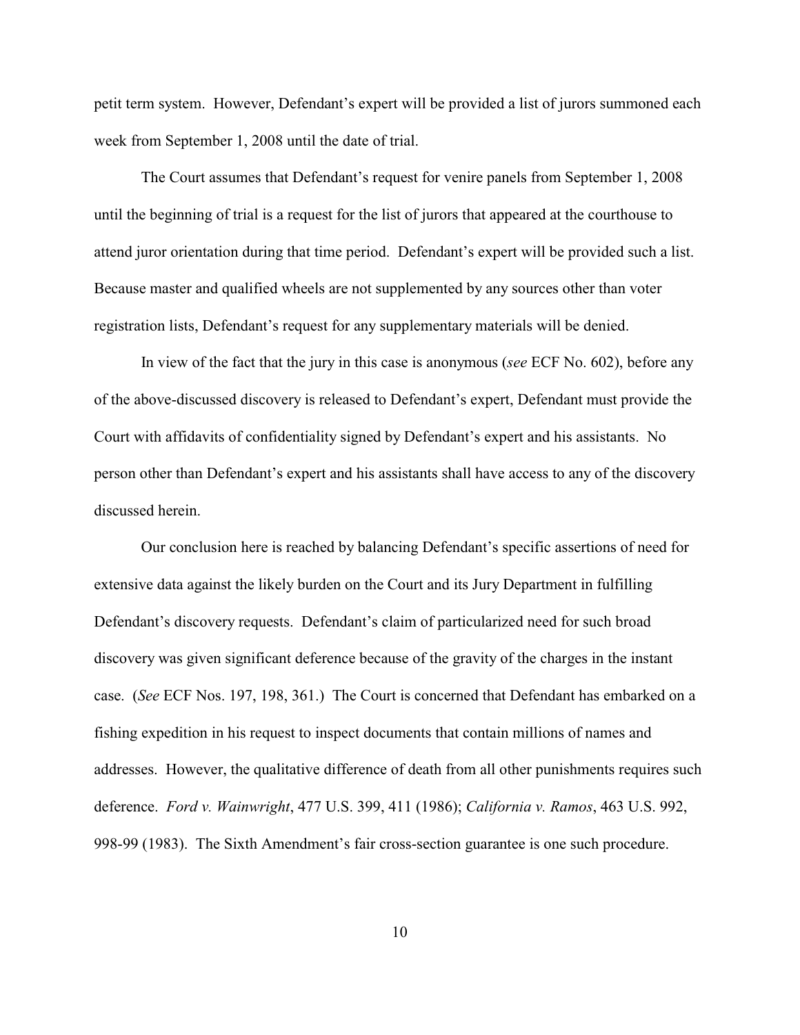petit term system. However, Defendant's expert will be provided a list of jurors summoned each week from September 1, 2008 until the date of trial.

The Court assumes that Defendant's request for venire panels from September 1, 2008 until the beginning of trial is a request for the list of jurors that appeared at the courthouse to attend juror orientation during that time period. Defendant's expert will be provided such a list. Because master and qualified wheels are not supplemented by any sources other than voter registration lists, Defendant's request for any supplementary materials will be denied.

In view of the fact that the jury in this case is anonymous (*see* ECF No. 602), before any of the above-discussed discovery is released to Defendant's expert, Defendant must provide the Court with affidavits of confidentiality signed by Defendant's expert and his assistants. No person other than Defendant's expert and his assistants shall have access to any of the discovery discussed herein.

Our conclusion here is reached by balancing Defendant's specific assertions of need for extensive data against the likely burden on the Court and its Jury Department in fulfilling Defendant's discovery requests. Defendant's claim of particularized need for such broad discovery was given significant deference because of the gravity of the charges in the instant case. (*See* ECF Nos. 197, 198, 361.) The Court is concerned that Defendant has embarked on a fishing expedition in his request to inspect documents that contain millions of names and addresses. However, the qualitative difference of death from all other punishments requires such deference. *Ford v. Wainwright*, 477 U.S. 399, 411 (1986); *California v. Ramos*, 463 U.S. 992, 998-99 (1983). The Sixth Amendment's fair cross-section guarantee is one such procedure.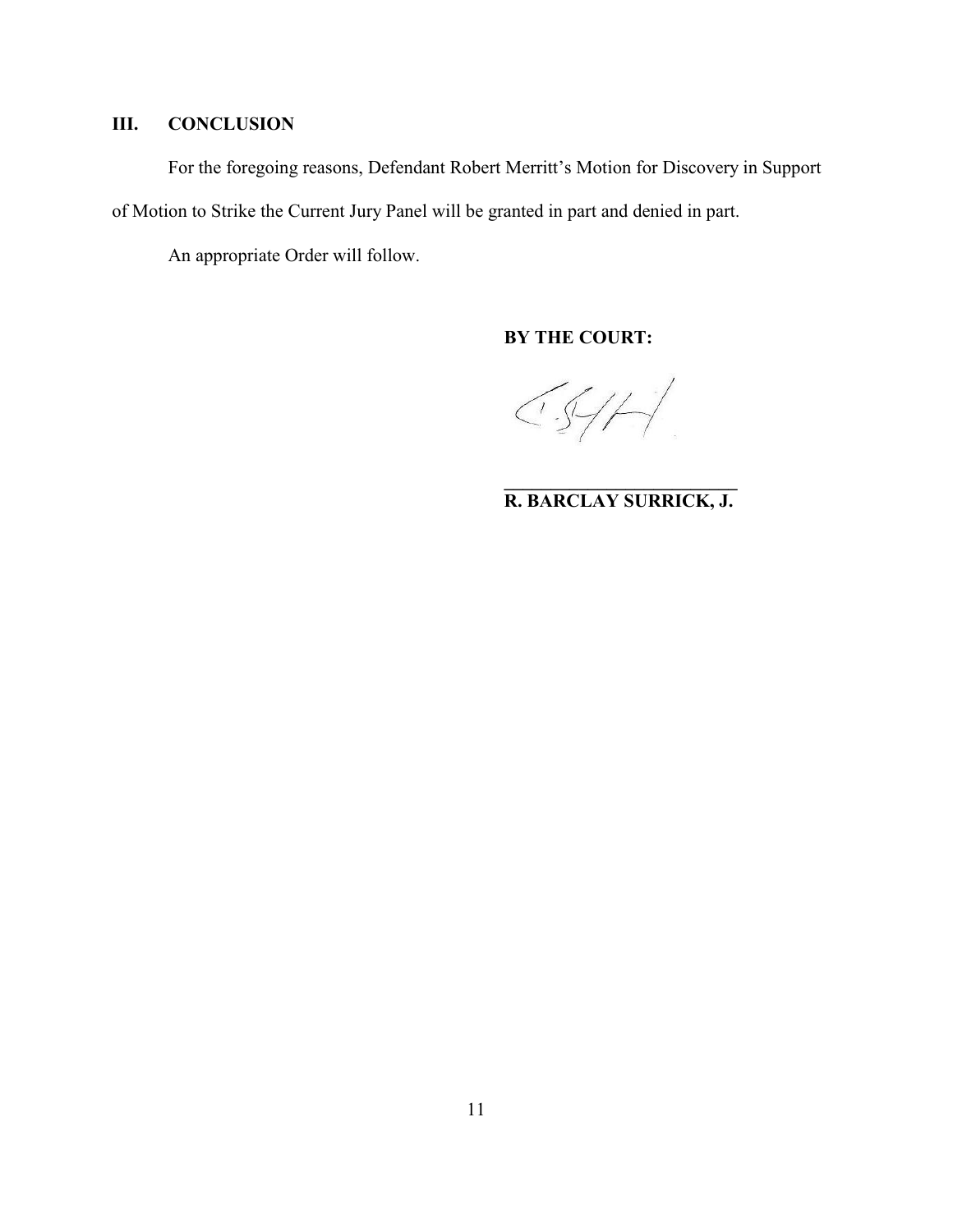## III. CONCLUSION

For the foregoing reasons, Defendant Robert Merritt's Motion for Discovery in Support of Motion to Strike the Current Jury Panel will be granted in part and denied in part.

An appropriate Order will follow.

**BY THE COURT:**

**R. BARCLAY SURRICK, J.**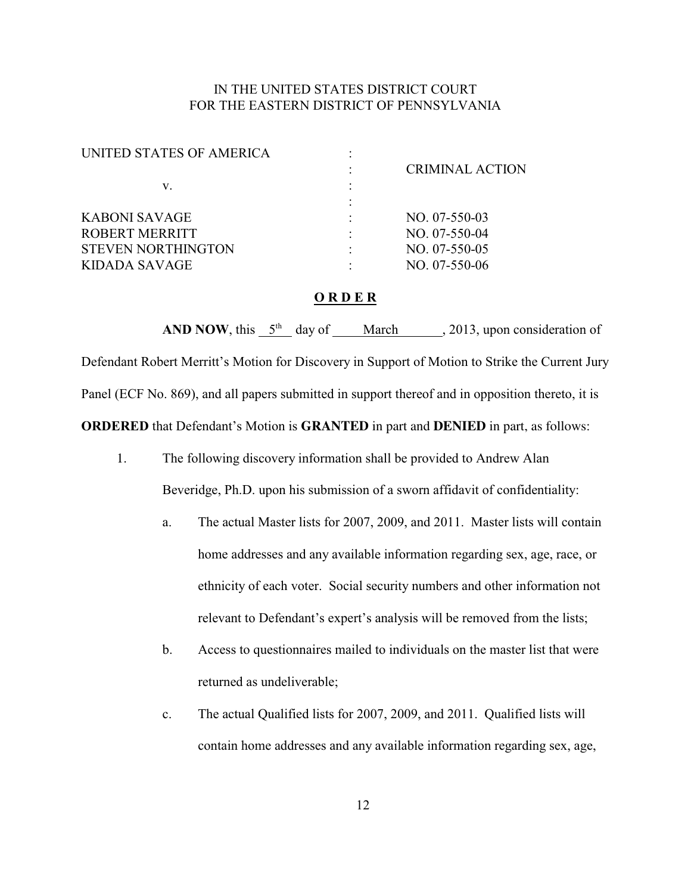IN THE UNITED STATES DISTRICT COURT
FOR THE EASTERN DISTRICT OF PENNSYLVANIA

| | | |
|---|---|---|
| UNITED STATES OF AMERICA | : | |
| | : | CRIMINAL ACTION |
| v. | : | |
| | : | |
| KABONI SAVAGE | : | NO. 07-550-03 |
| ROBERT MERRITT | : | NO. 07-550-04 |
| STEVEN NORTHINGTON | : | NO. 07-550-05 |
| KIDADA SAVAGE | : | NO. 07-550-06 |

**O R D E R**

**AND NOW**, this 5th day of March, 2013, upon consideration of Defendant Robert Merritt's Motion for Discovery in Support of Motion to Strike the Current Jury Panel (ECF No. 869), and all papers submitted in support thereof and in opposition thereto, it is **ORDERED** that Defendant's Motion is **GRANTED** in part and **DENIED** in part, as follows:

1. The following discovery information shall be provided to Andrew Alan Beveridge, Ph.D. upon his submission of a sworn affidavit of confidentiality:
   a. The actual Master lists for 2007, 2009, and 2011. Master lists will contain home addresses and any available information regarding sex, age, race, or ethnicity of each voter. Social security numbers and other information not relevant to Defendant's expert's analysis will be removed from the lists;
   b. Access to questionnaires mailed to individuals on the master list that were returned as undeliverable;
   c. The actual Qualified lists for 2007, 2009, and 2011. Qualified lists will contain home addresses and any available information regarding sex, age,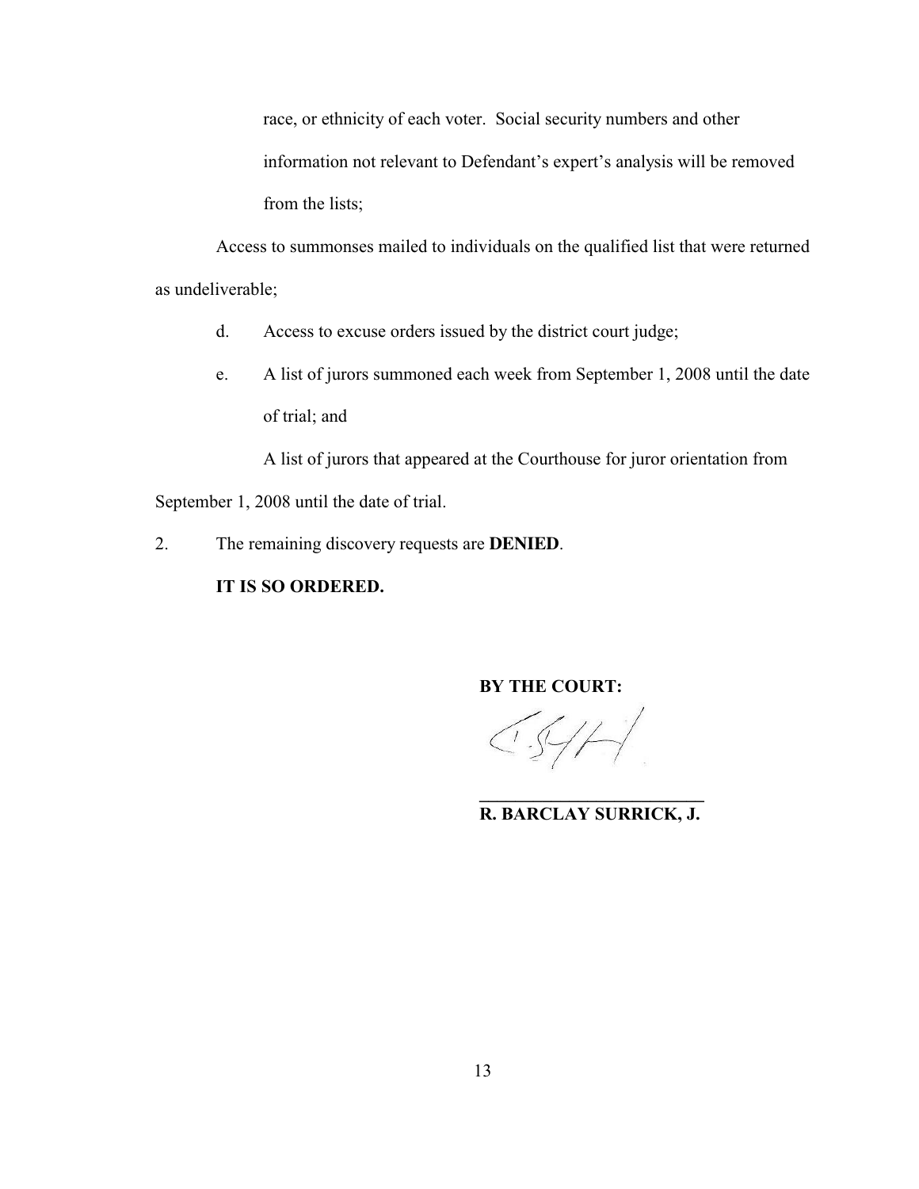race, or ethnicity of each voter. Social security numbers and other information not relevant to Defendant's expert's analysis will be removed from the lists;

Access to summonses mailed to individuals on the qualified list that were returned as undeliverable;

d. Access to excuse orders issued by the district court judge;

e. A list of jurors summoned each week from September 1, 2008 until the date of trial; and

A list of jurors that appeared at the Courthouse for juror orientation from September 1, 2008 until the date of trial.

2. The remaining discovery requests are **DENIED**.

**IT IS SO ORDERED.**

**BY THE COURT:**

**R. BARCLAY SURRICK, J.**